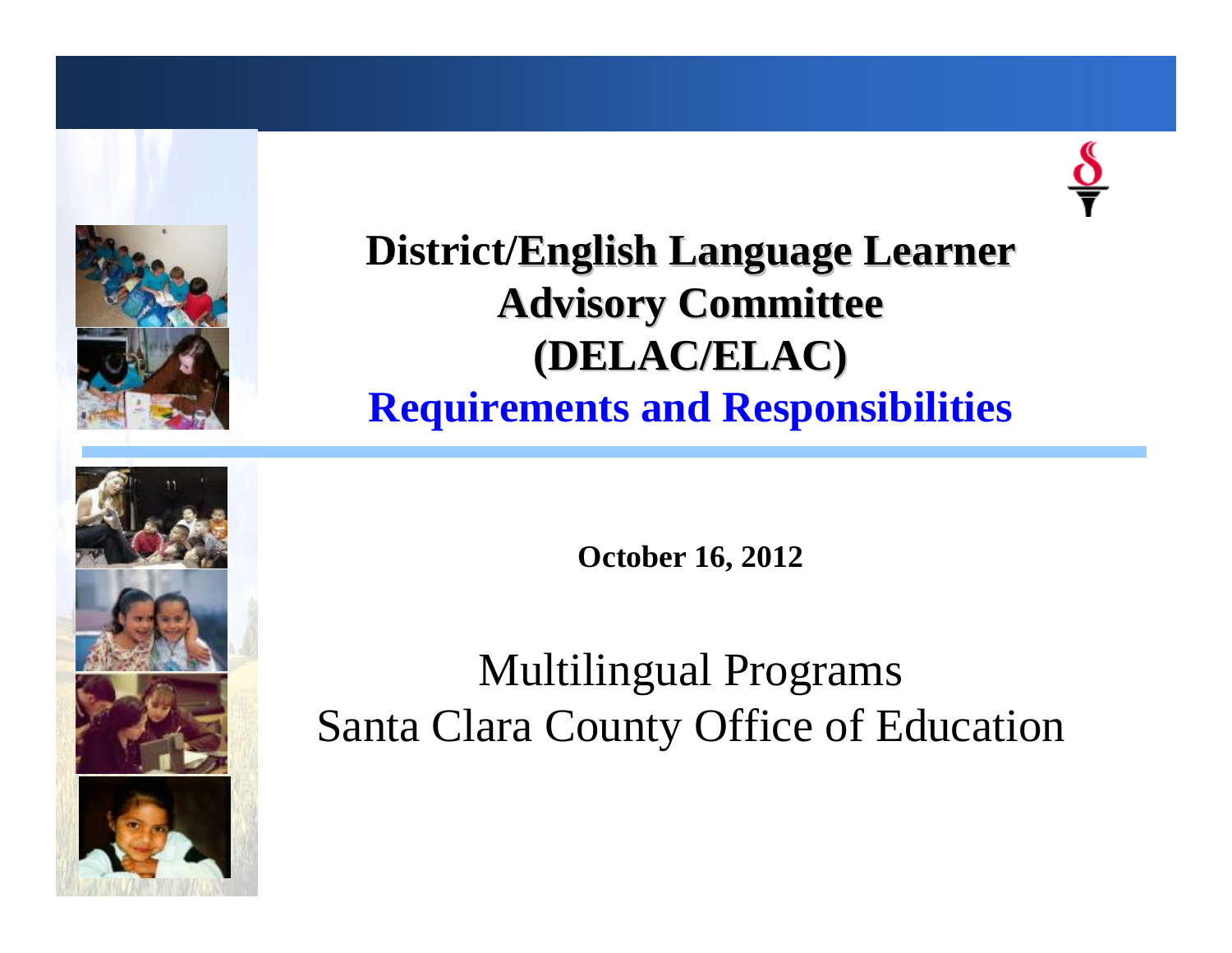# District/English Language Learner Advisory Committee (DELAC/ELAC)

## Requirements and Responsibilities

**October 16, 2012**

Multilingual Programs
Santa Clara County Office of Education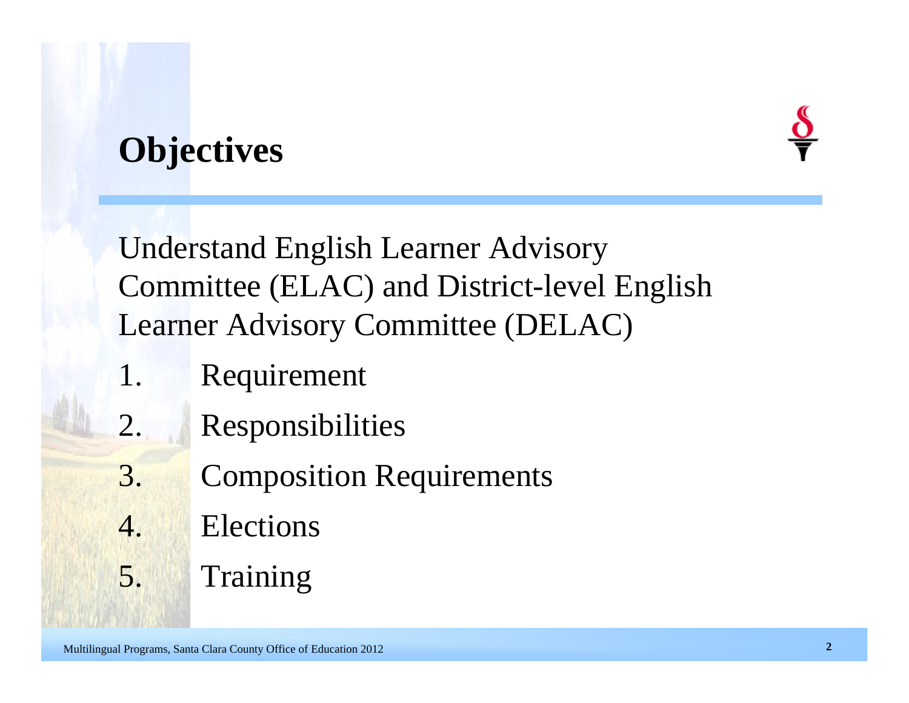# Objectives

Understand English Learner Advisory Committee (ELAC) and District-level English Learner Advisory Committee (DELAC)

1. Requirement
2. Responsibilities
3. Composition Requirements
4. Elections
5. Training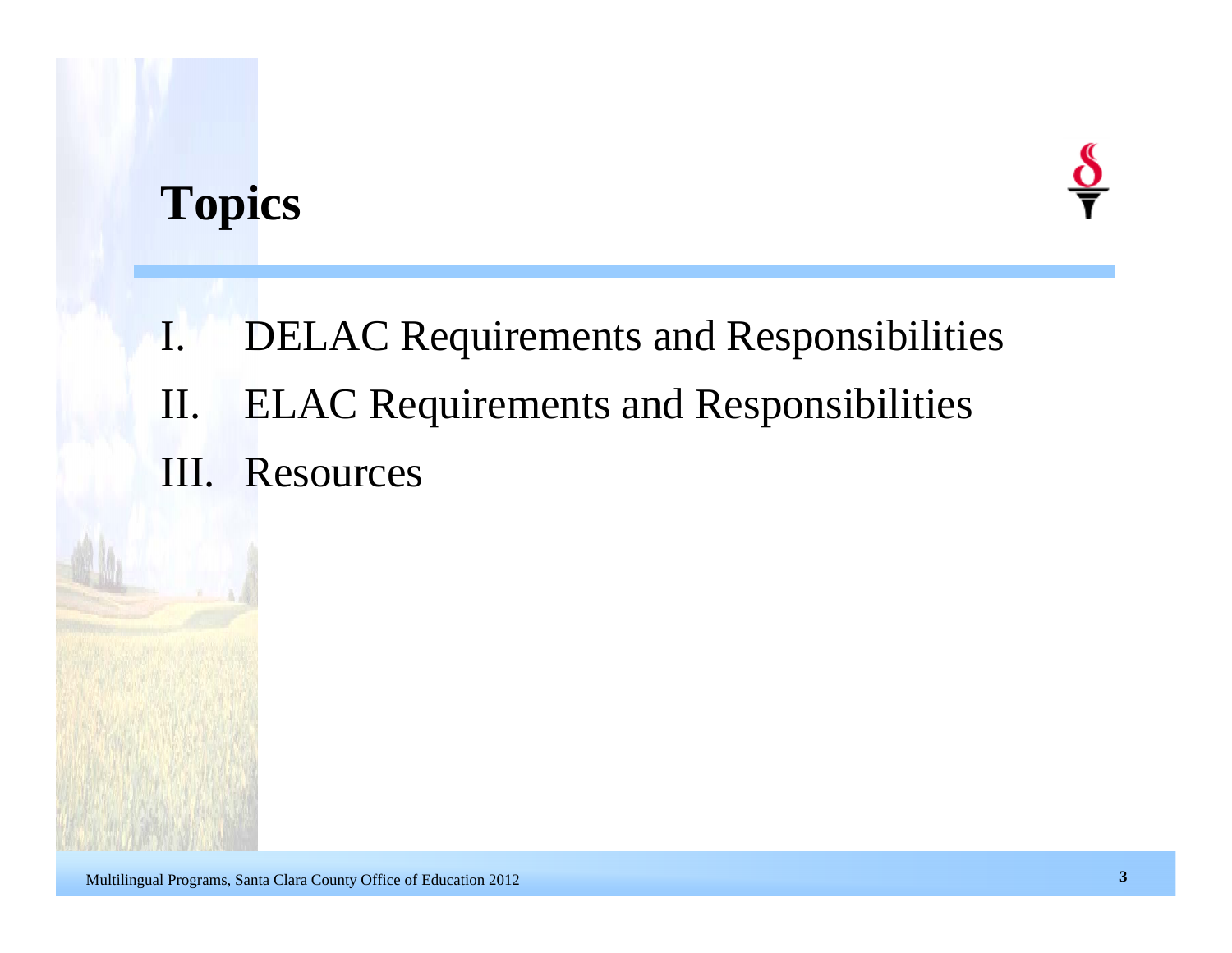# Topics

I. DELAC Requirements and Responsibilities
II. ELAC Requirements and Responsibilities
III. Resources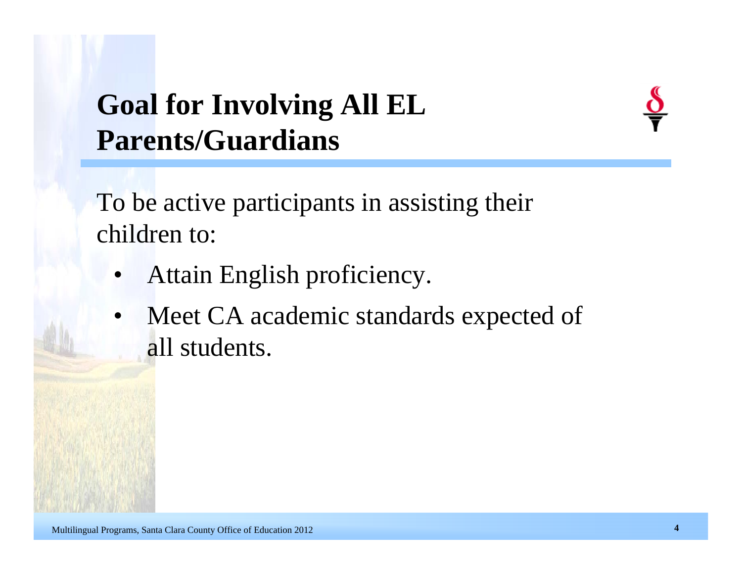# Goal for Involving All EL Parents/Guardians

To be active participants in assisting their children to:

- Attain English proficiency.
- Meet CA academic standards expected of all students.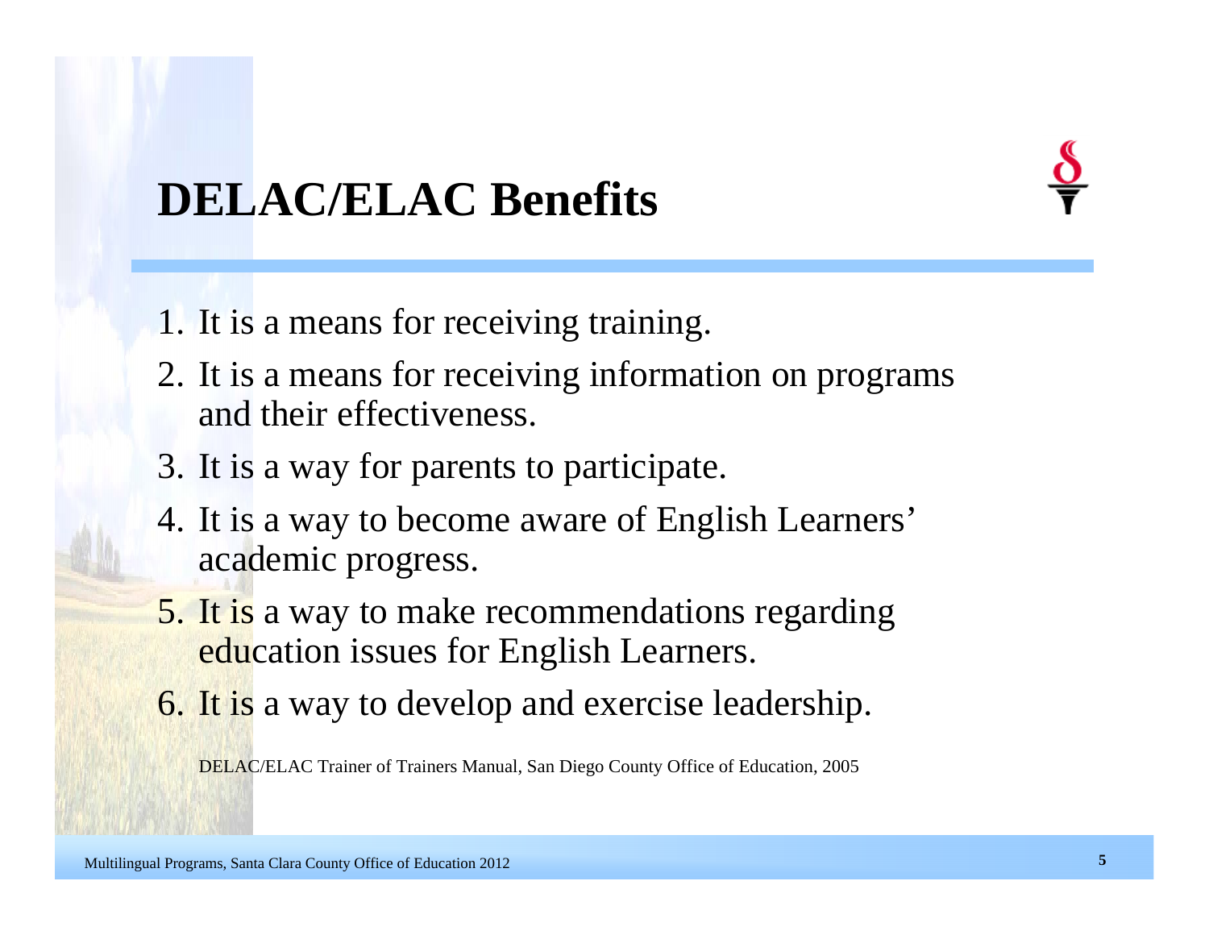# DELAC/ELAC Benefits

1. It is a means for receiving training.
2. It is a means for receiving information on programs and their effectiveness.
3. It is a way for parents to participate.
4. It is a way to become aware of English Learners' academic progress.
5. It is a way to make recommendations regarding education issues for English Learners.
6. It is a way to develop and exercise leadership.

DELAC/ELAC Trainer of Trainers Manual, San Diego County Office of Education, 2005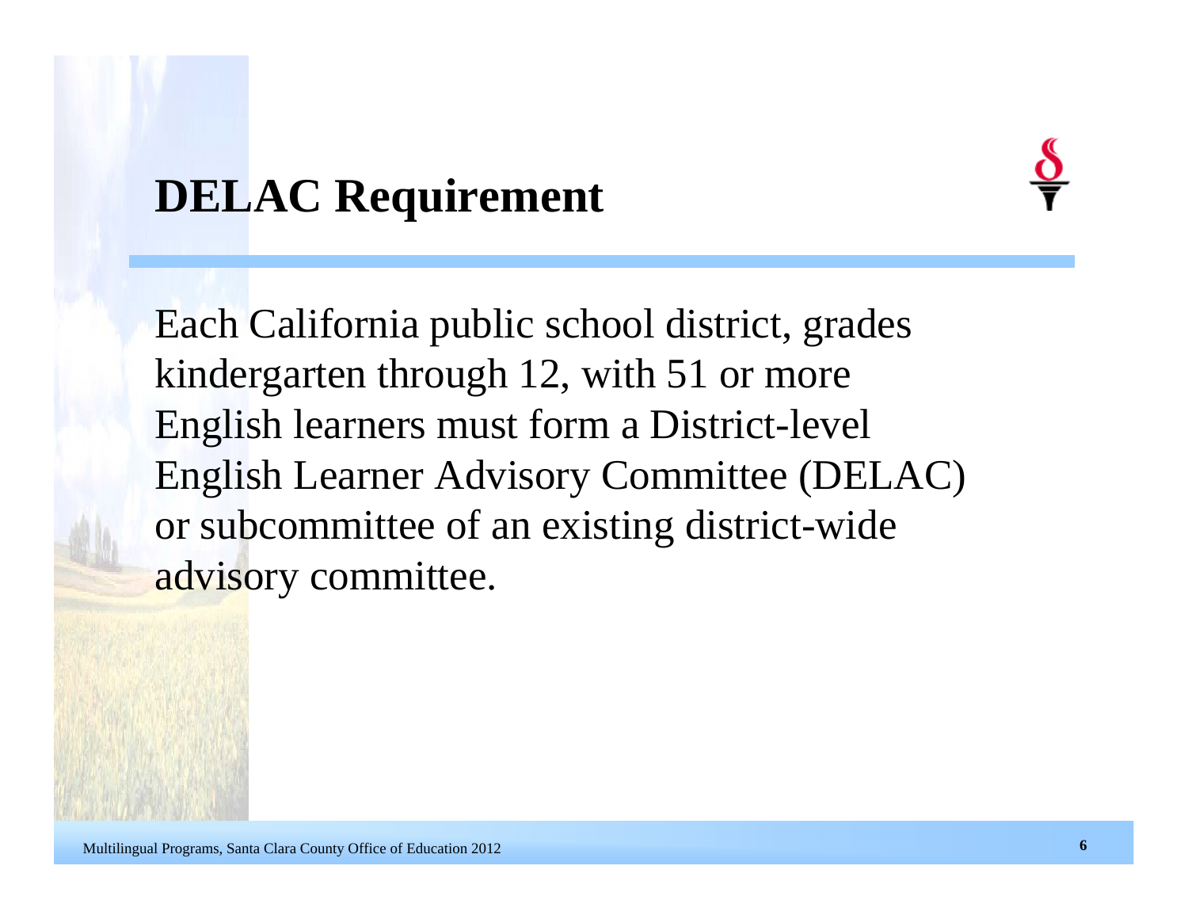# DELAC Requirement

Each California public school district, grades kindergarten through 12, with 51 or more English learners must form a District-level English Learner Advisory Committee (DELAC) or subcommittee of an existing district-wide advisory committee.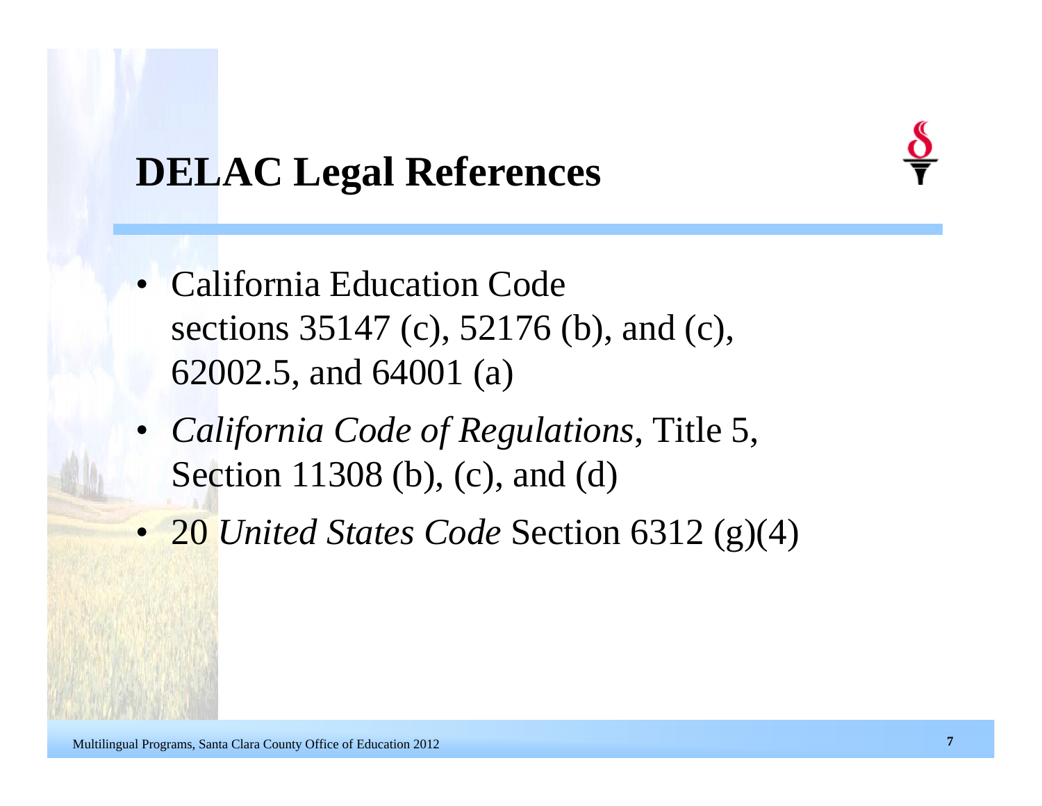# DELAC Legal References

- California Education Code sections 35147 (c), 52176 (b), and (c), 62002.5, and 64001 (a)
- *California Code of Regulations*, Title 5, Section 11308 (b), (c), and (d)
- 20 *United States Code* Section 6312 (g)(4)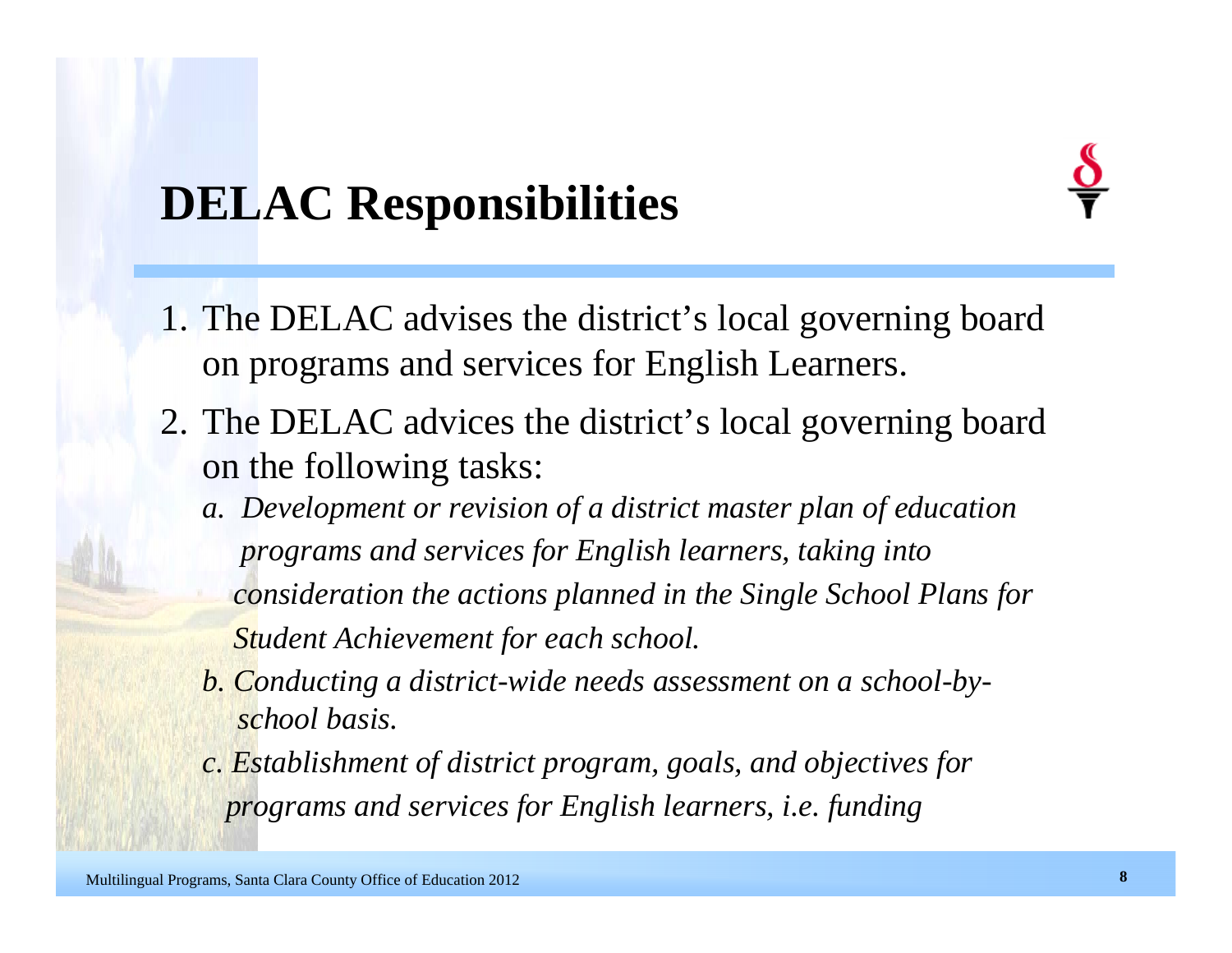# DELAC Responsibilities

1. The DELAC advises the district's local governing board on programs and services for English Learners.
2. The DELAC advices the district's local governing board on the following tasks:
   - *a. Development or revision of a district master plan of education programs and services for English learners, taking into consideration the actions planned in the Single School Plans for Student Achievement for each school.*
   - *b. Conducting a district-wide needs assessment on a school-by-school basis.*
   - *c. Establishment of district program, goals, and objectives for programs and services for English learners, i.e. funding*

Multilingual Programs, Santa Clara County Office of Education 2012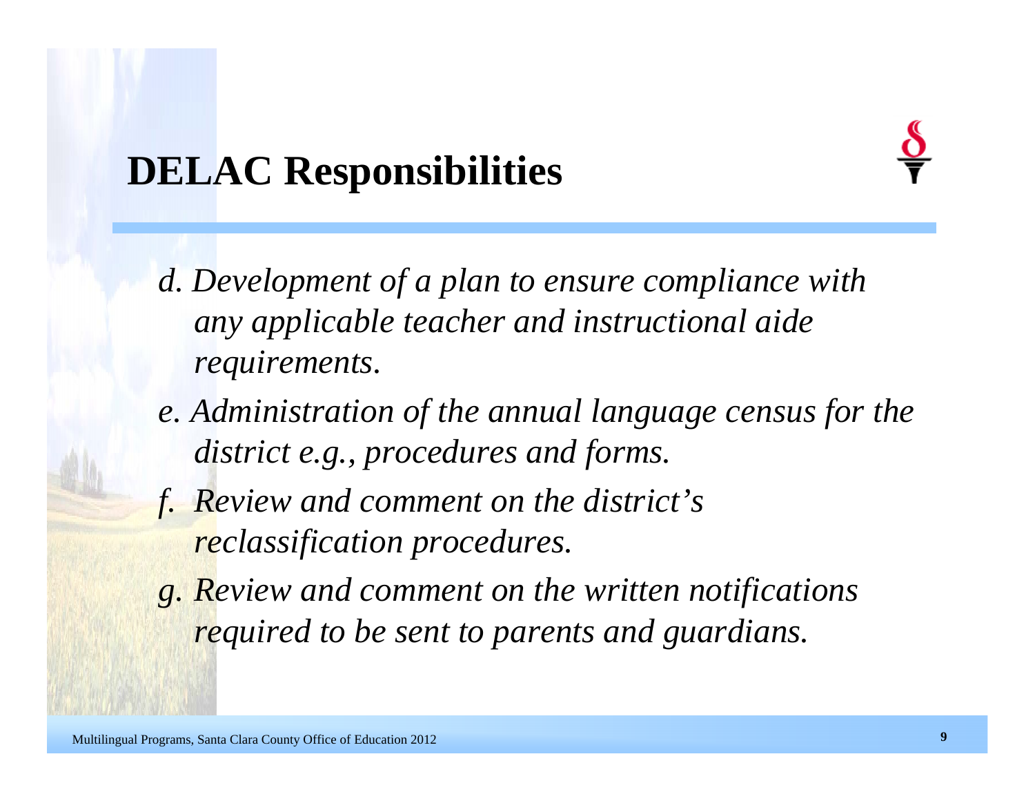# DELAC Responsibilities

*d. Development of a plan to ensure compliance with any applicable teacher and instructional aide requirements.*

*e. Administration of the annual language census for the district e.g., procedures and forms.*

*f. Review and comment on the district's reclassification procedures.*

*g. Review and comment on the written notifications required to be sent to parents and guardians.*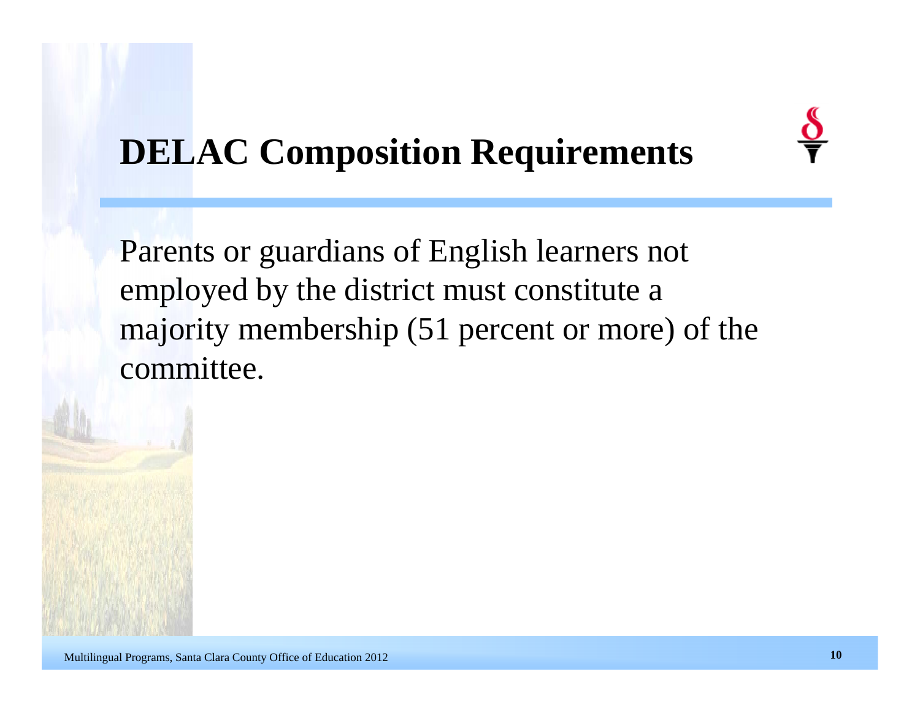# DELAC Composition Requirements

Parents or guardians of English learners not employed by the district must constitute a majority membership (51 percent or more) of the committee.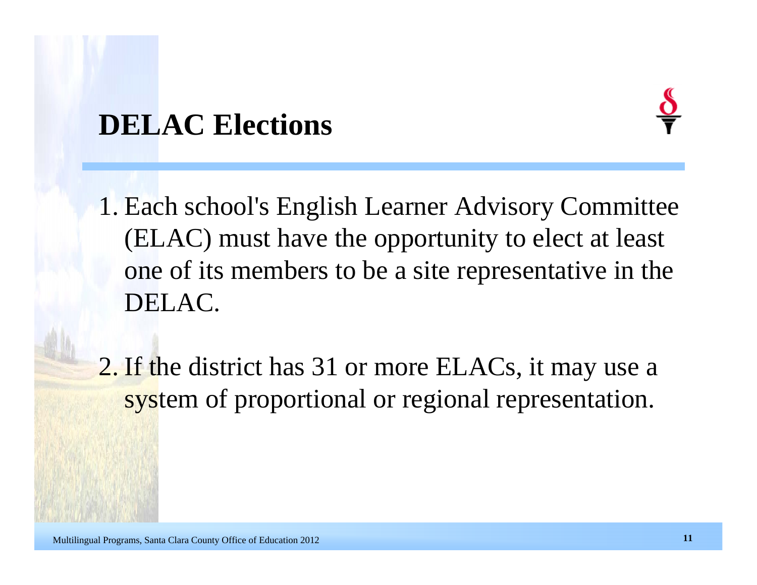# DELAC Elections

1. Each school's English Learner Advisory Committee (ELAC) must have the opportunity to elect at least one of its members to be a site representative in the DELAC.

2. If the district has 31 or more ELACs, it may use a system of proportional or regional representation.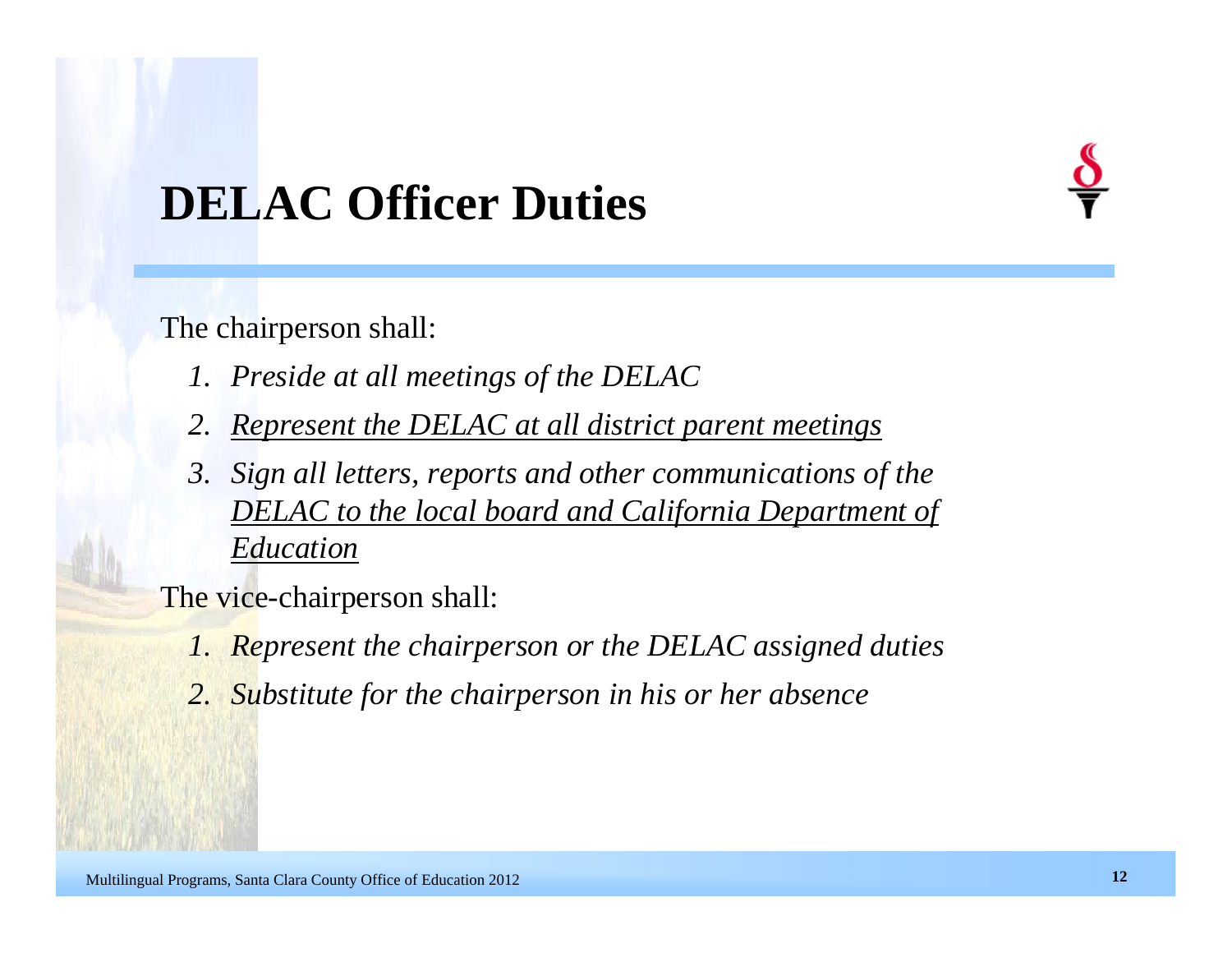# DELAC Officer Duties

The chairperson shall:

1. *Preside at all meetings of the DELAC*
2. *<u>Represent the DELAC at all district parent meetings</u>*
3. *Sign all letters, reports and other communications of the <u>DELAC to the local board and California Department of Education</u>*

The vice-chairperson shall:

1. *Represent the chairperson or the DELAC assigned duties*
2. *Substitute for the chairperson in his or her absence*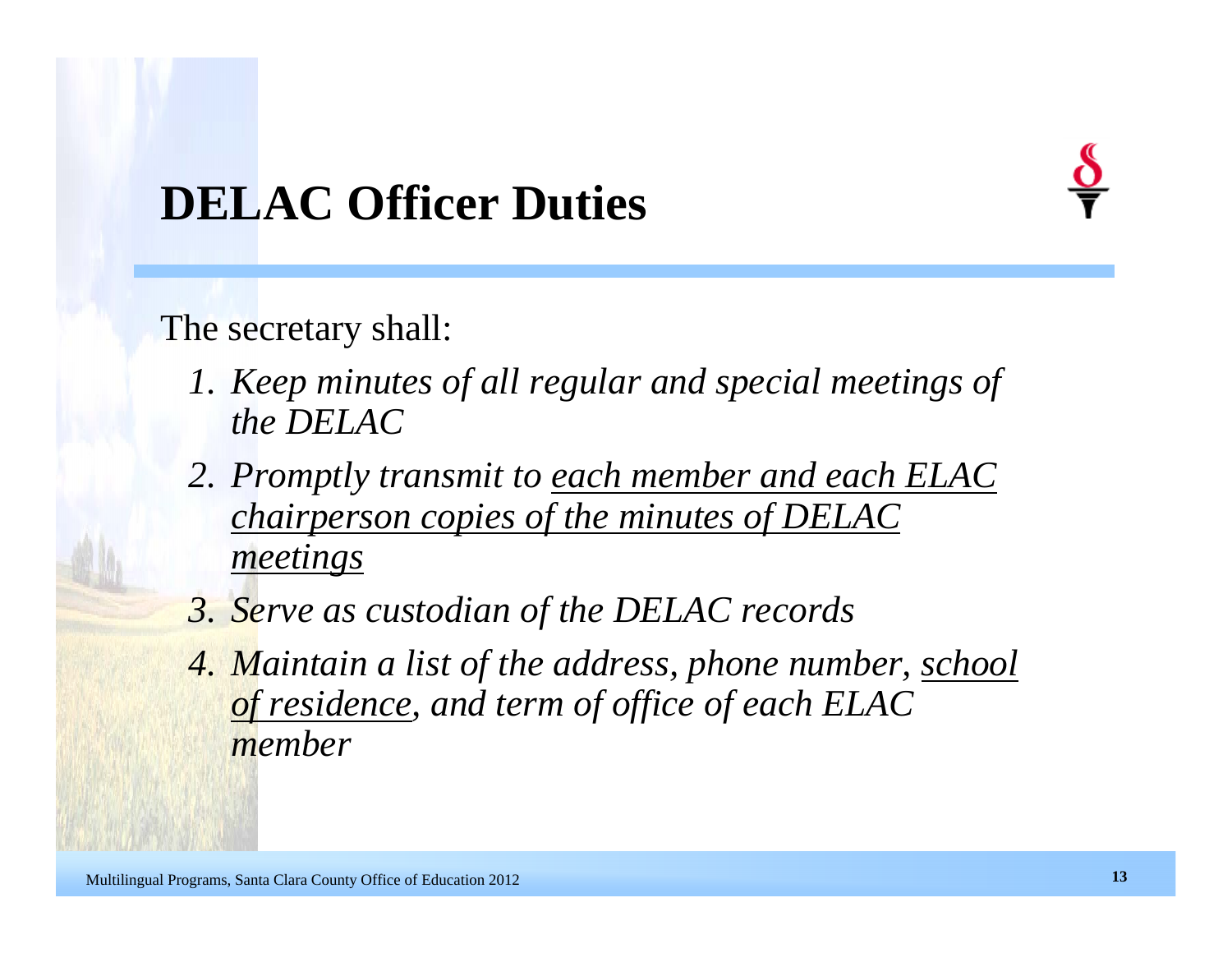# DELAC Officer Duties

The secretary shall:

1. *Keep minutes of all regular and special meetings of the DELAC*
2. *Promptly transmit to <u>each member and each ELAC chairperson copies of the minutes of DELAC meetings</u>*
3. *Serve as custodian of the DELAC records*
4. *Maintain a list of the address, phone number, <u>school of residence</u>, and term of office of each ELAC member*

Multilingual Programs, Santa Clara County Office of Education 2012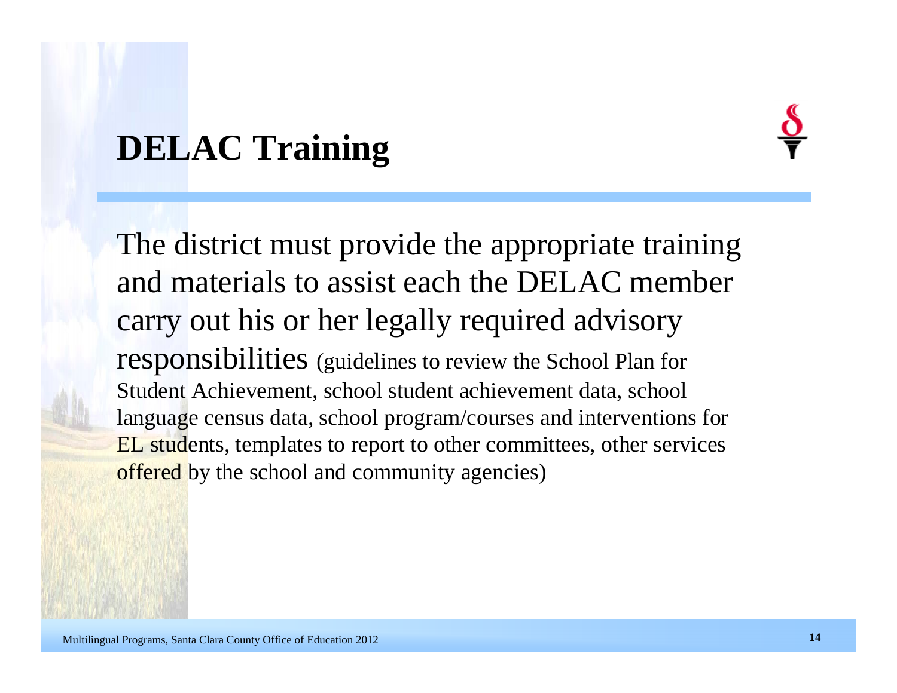# DELAC Training

The district must provide the appropriate training and materials to assist each the DELAC member carry out his or her legally required advisory responsibilities (guidelines to review the School Plan for Student Achievement, school student achievement data, school language census data, school program/courses and interventions for EL students, templates to report to other committees, other services offered by the school and community agencies)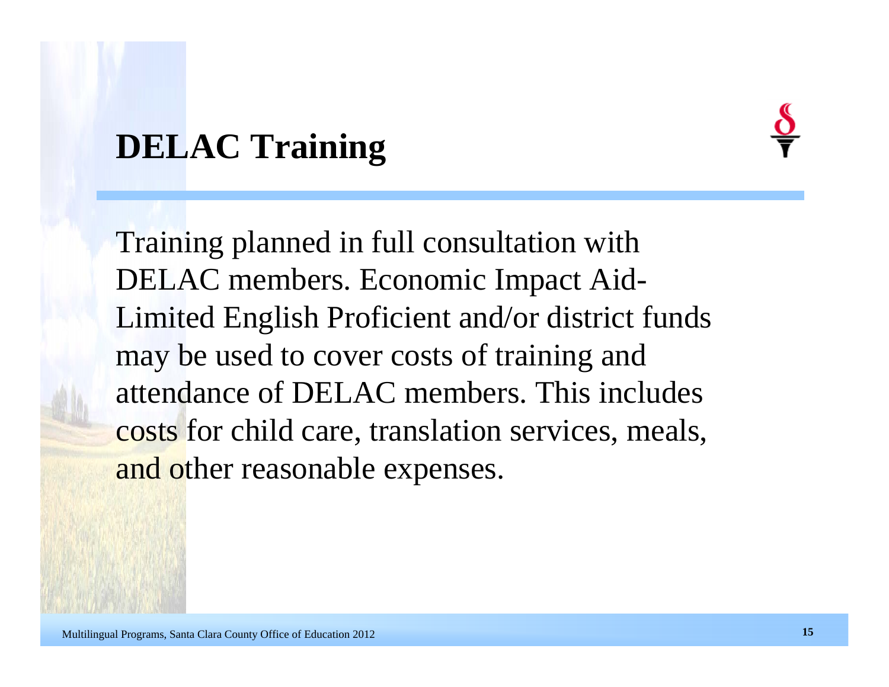# DELAC Training

Training planned in full consultation with DELAC members. Economic Impact Aid-Limited English Proficient and/or district funds may be used to cover costs of training and attendance of DELAC members. This includes costs for child care, translation services, meals, and other reasonable expenses.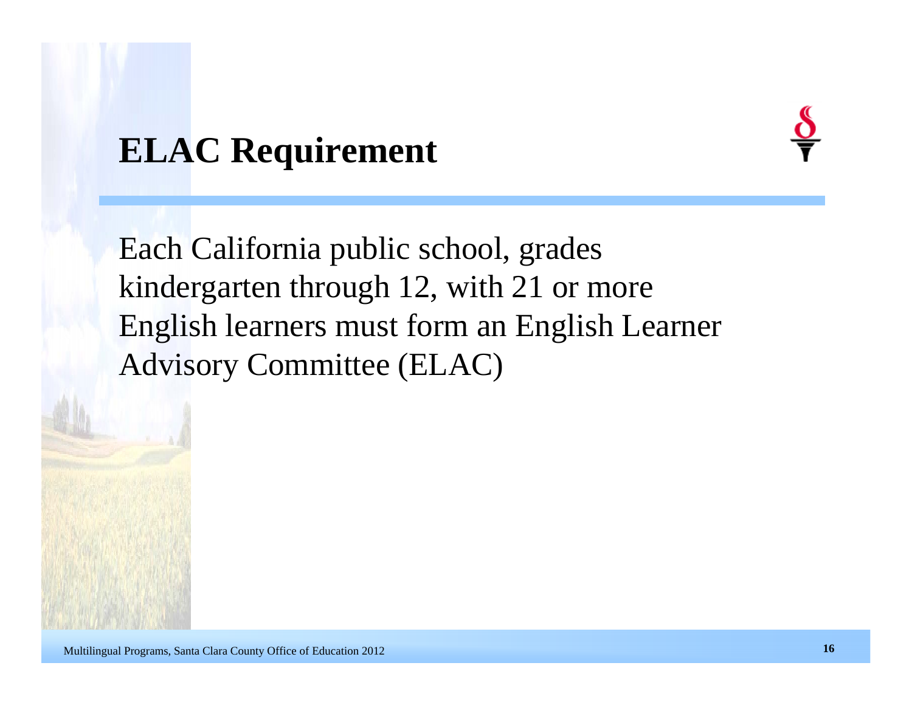# ELAC Requirement

Each California public school, grades kindergarten through 12, with 21 or more English learners must form an English Learner Advisory Committee (ELAC)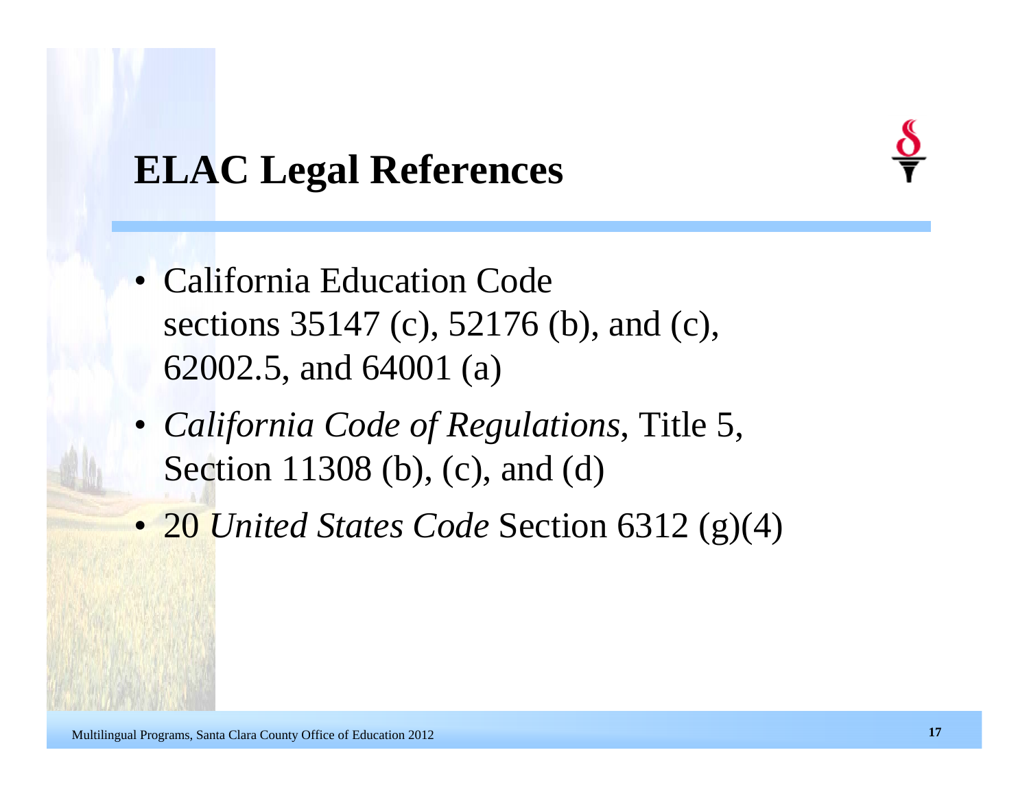# ELAC Legal References

- California Education Code sections 35147 (c), 52176 (b), and (c), 62002.5, and 64001 (a)
- *California Code of Regulations*, Title 5, Section 11308 (b), (c), and (d)
- 20 *United States Code* Section 6312 (g)(4)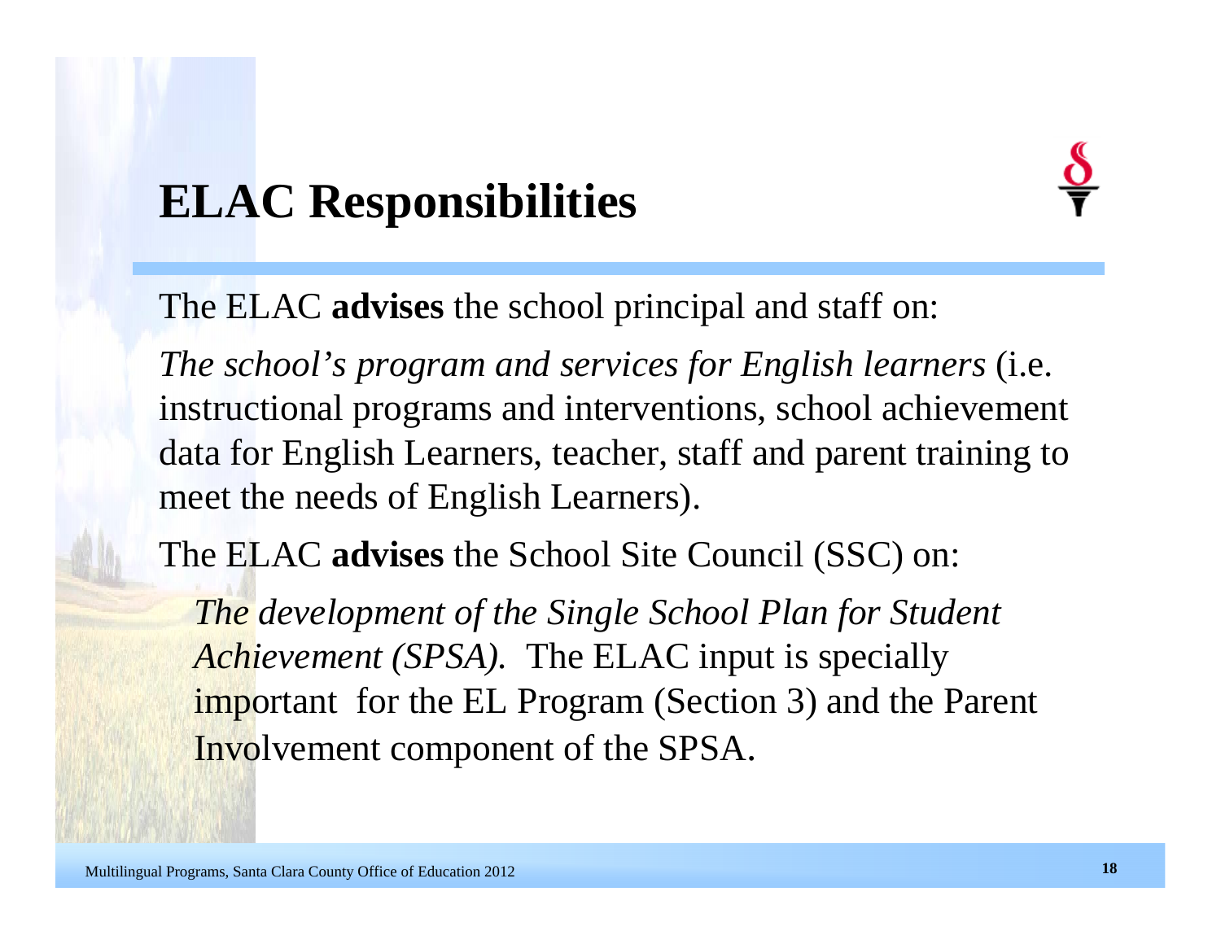# ELAC Responsibilities

The ELAC **advises** the school principal and staff on:

*The school's program and services for English learners* (i.e. instructional programs and interventions, school achievement data for English Learners, teacher, staff and parent training to meet the needs of English Learners).

The ELAC **advises** the School Site Council (SSC) on:

*The development of the Single School Plan for Student Achievement (SPSA).* The ELAC input is specially important for the EL Program (Section 3) and the Parent Involvement component of the SPSA.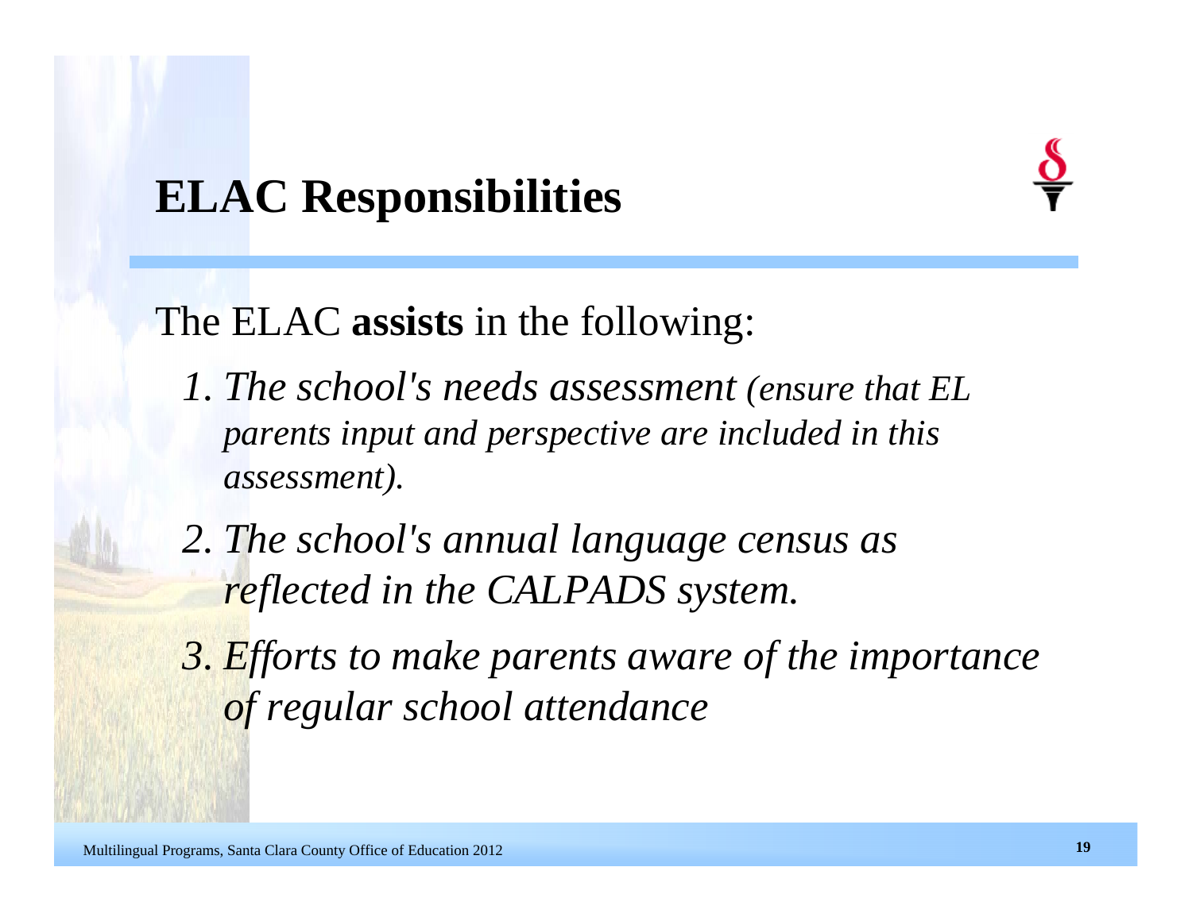# ELAC Responsibilities

The ELAC **assists** in the following:

1. *The school's needs assessment (ensure that EL parents input and perspective are included in this assessment).*
2. *The school's annual language census as reflected in the CALPADS system.*
3. *Efforts to make parents aware of the importance of regular school attendance*

Multilingual Programs, Santa Clara County Office of Education 2012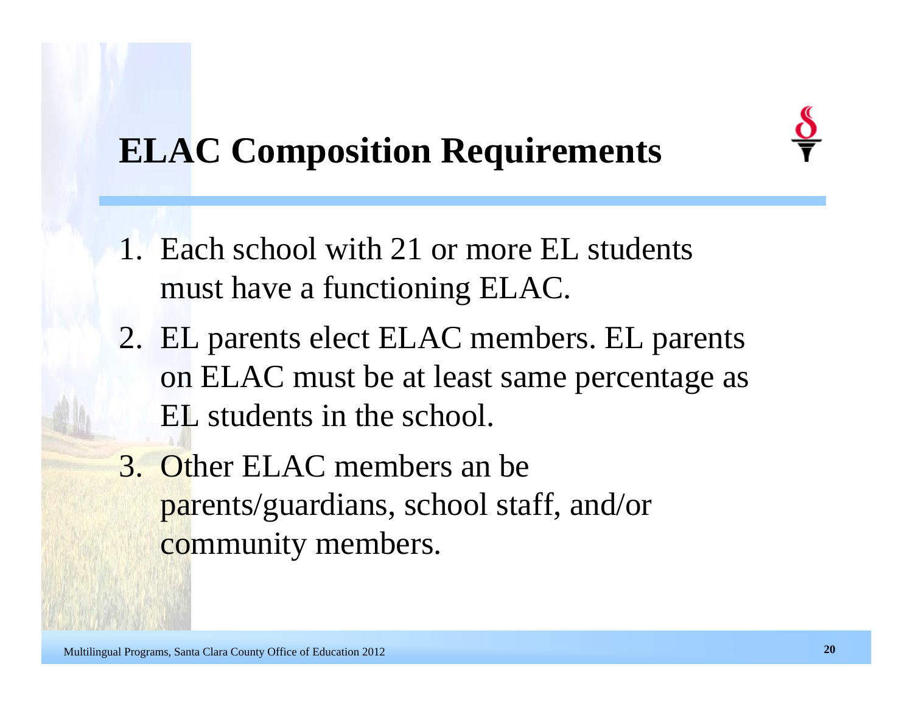# ELAC Composition Requirements

1. Each school with 21 or more EL students must have a functioning ELAC.
2. EL parents elect ELAC members. EL parents on ELAC must be at least same percentage as EL students in the school.
3. Other ELAC members an be parents/guardians, school staff, and/or community members.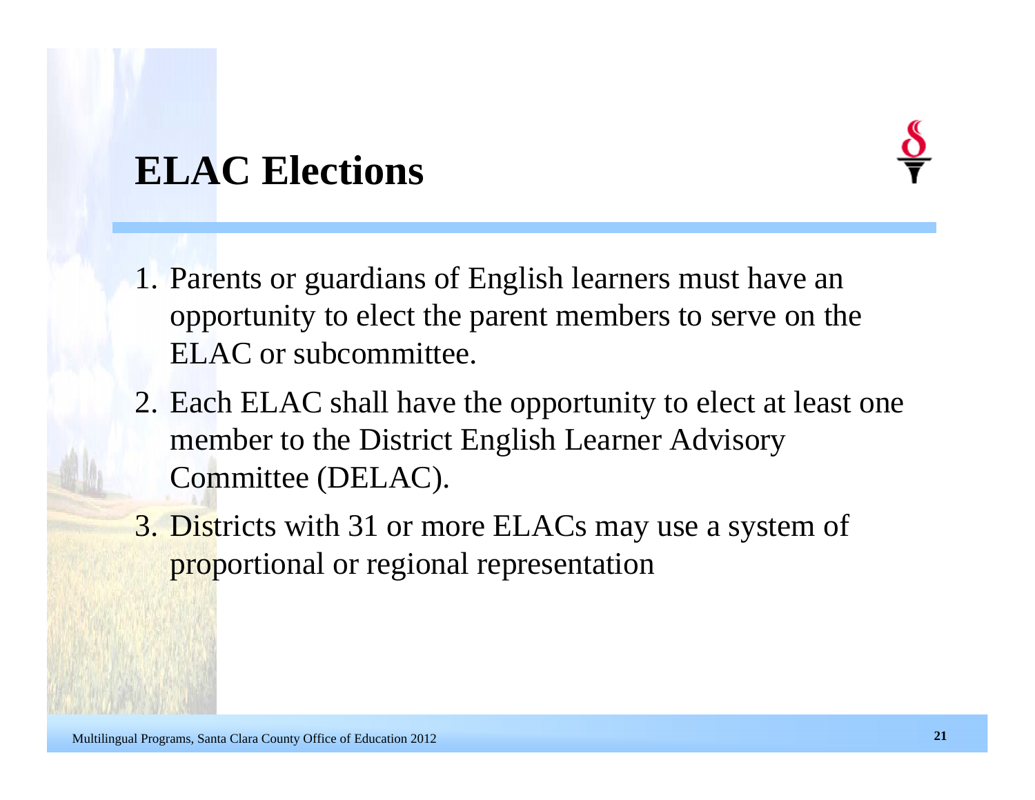# ELAC Elections

1. Parents or guardians of English learners must have an opportunity to elect the parent members to serve on the ELAC or subcommittee.
2. Each ELAC shall have the opportunity to elect at least one member to the District English Learner Advisory Committee (DELAC).
3. Districts with 31 or more ELACs may use a system of proportional or regional representation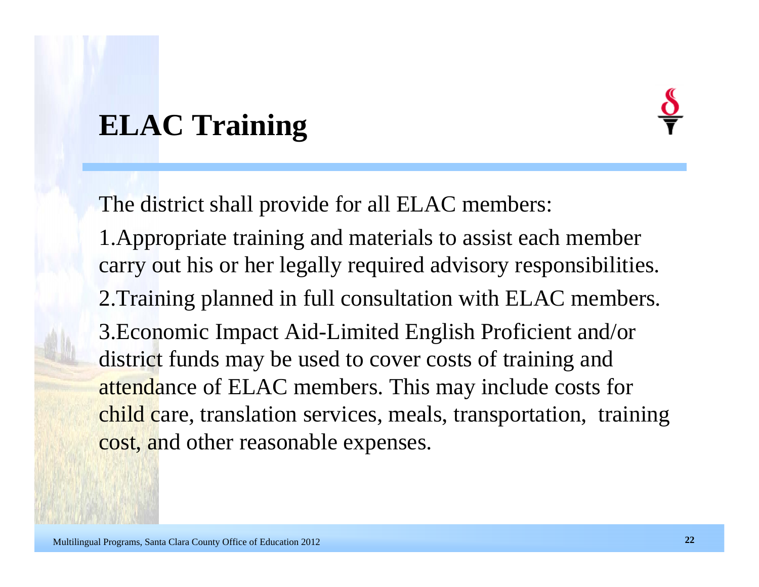# ELAC Training

The district shall provide for all ELAC members:

1. Appropriate training and materials to assist each member carry out his or her legally required advisory responsibilities.
2. Training planned in full consultation with ELAC members.
3. Economic Impact Aid-Limited English Proficient and/or district funds may be used to cover costs of training and attendance of ELAC members. This may include costs for child care, translation services, meals, transportation, training cost, and other reasonable expenses.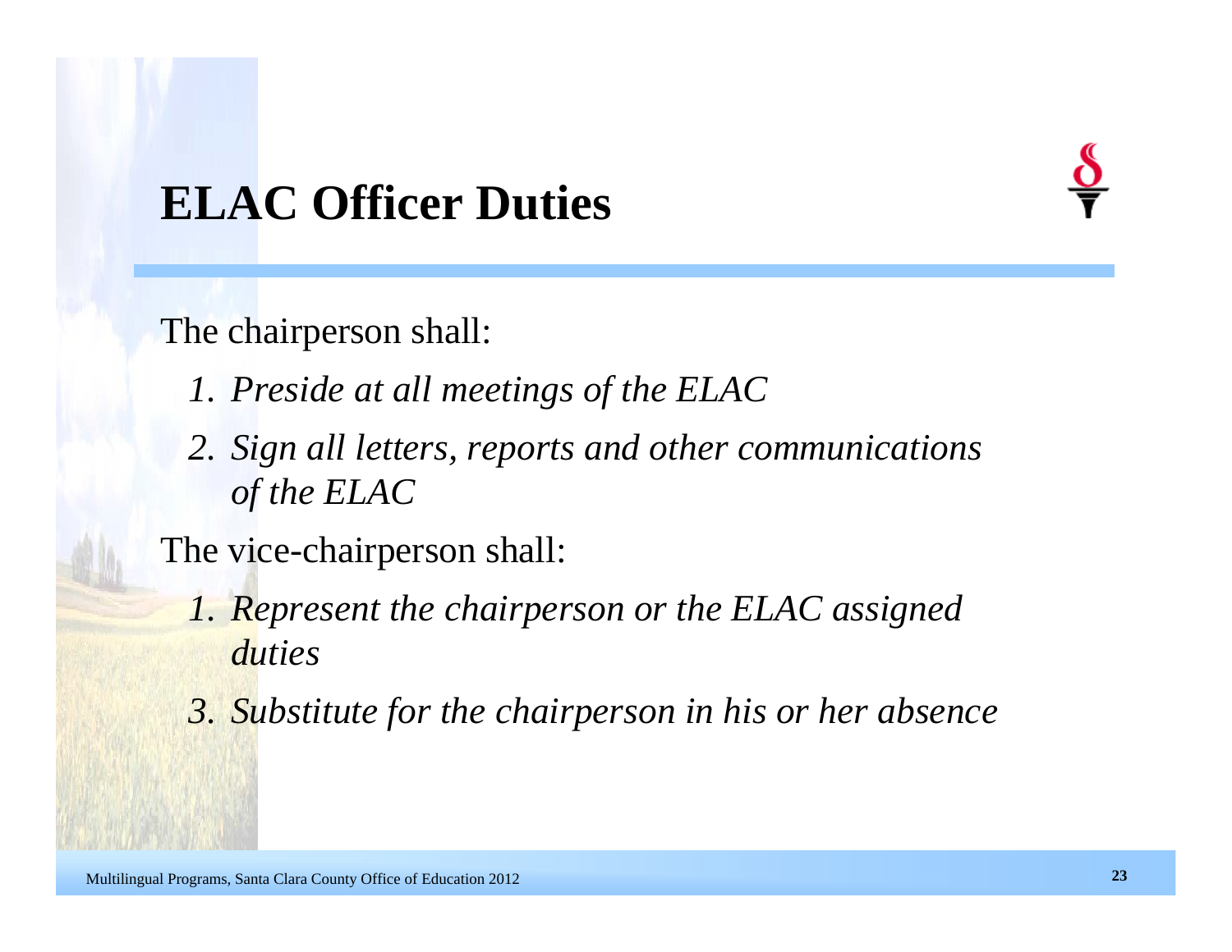# ELAC Officer Duties

The chairperson shall:

1. *Preside at all meetings of the ELAC*
2. *Sign all letters, reports and other communications of the ELAC*

The vice-chairperson shall:

1. *Represent the chairperson or the ELAC assigned duties*

3. *Substitute for the chairperson in his or her absence*

Multilingual Programs, Santa Clara County Office of Education 2012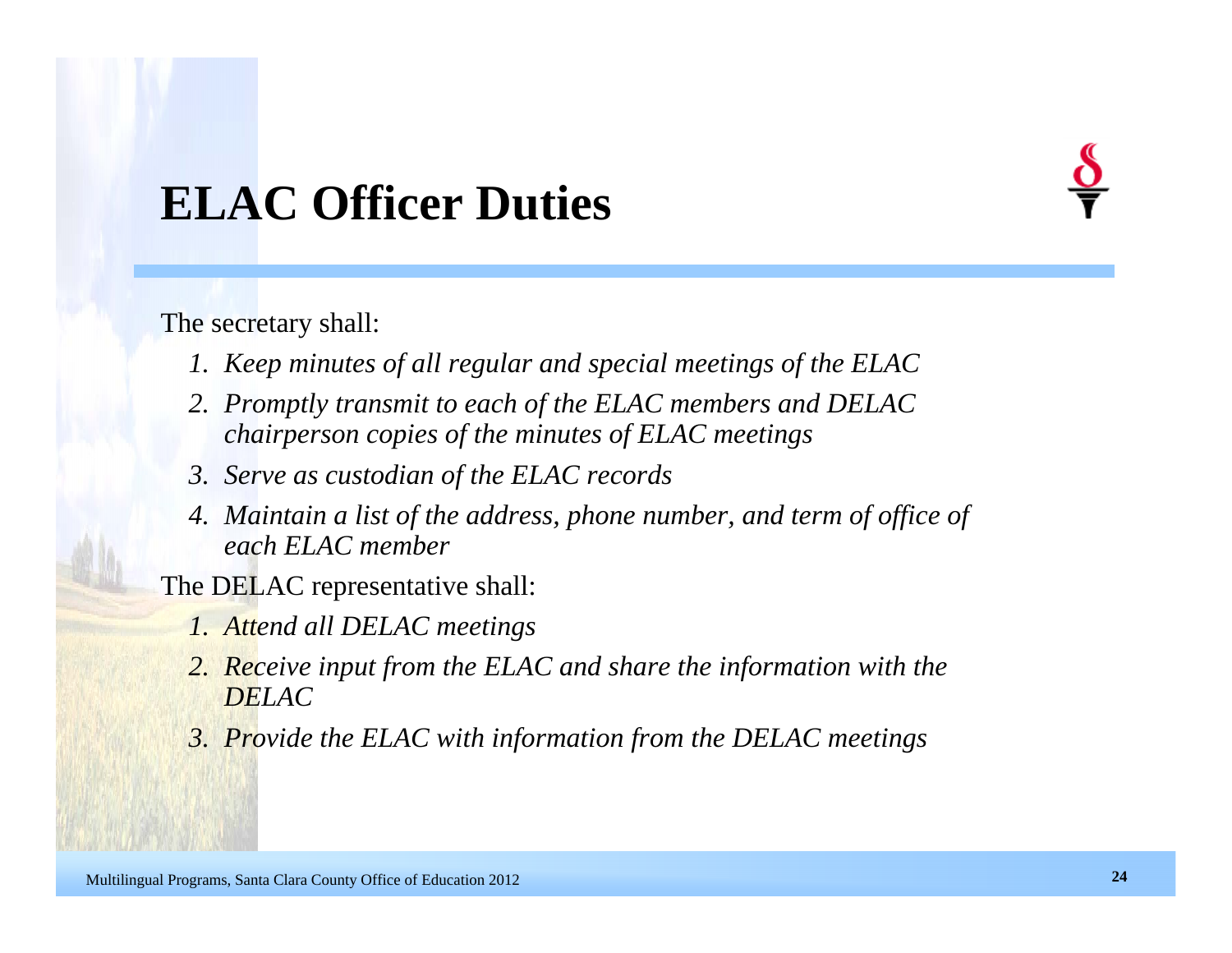# ELAC Officer Duties

The secretary shall:

1. *Keep minutes of all regular and special meetings of the ELAC*
2. *Promptly transmit to each of the ELAC members and DELAC chairperson copies of the minutes of ELAC meetings*
3. *Serve as custodian of the ELAC records*
4. *Maintain a list of the address, phone number, and term of office of each ELAC member*

The DELAC representative shall:

1. *Attend all DELAC meetings*
2. *Receive input from the ELAC and share the information with the DELAC*
3. *Provide the ELAC with information from the DELAC meetings*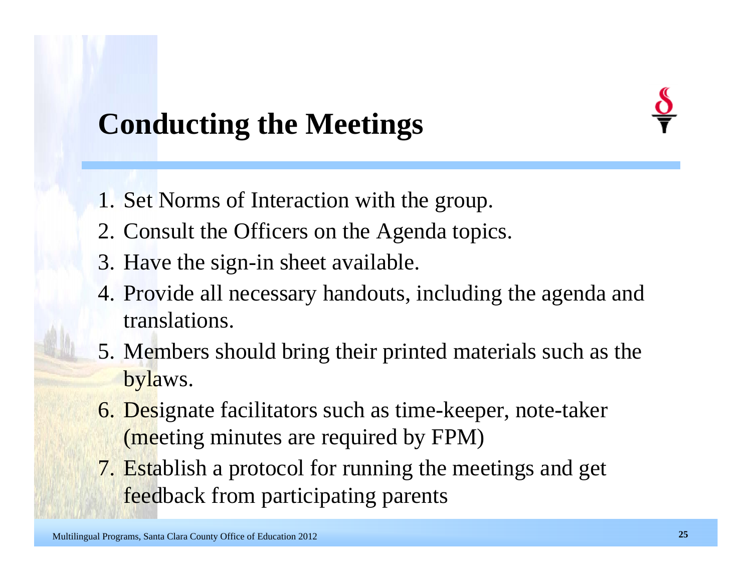# Conducting the Meetings

1. Set Norms of Interaction with the group.
2. Consult the Officers on the Agenda topics.
3. Have the sign-in sheet available.
4. Provide all necessary handouts, including the agenda and translations.
5. Members should bring their printed materials such as the bylaws.
6. Designate facilitators such as time-keeper, note-taker (meeting minutes are required by FPM)
7. Establish a protocol for running the meetings and get feedback from participating parents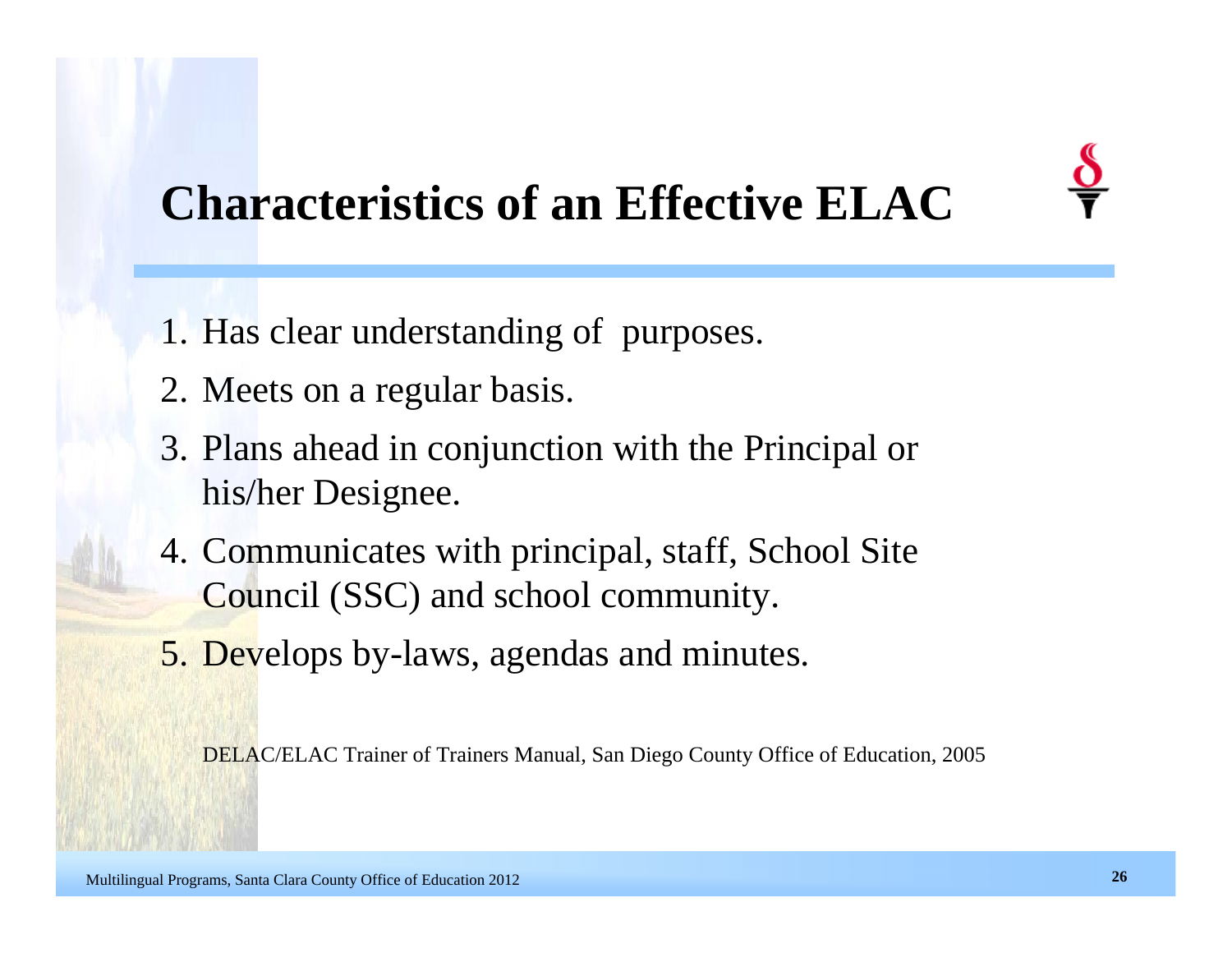# Characteristics of an Effective ELAC

1. Has clear understanding of purposes.
2. Meets on a regular basis.
3. Plans ahead in conjunction with the Principal or his/her Designee.
4. Communicates with principal, staff, School Site Council (SSC) and school community.
5. Develops by-laws, agendas and minutes.

DELAC/ELAC Trainer of Trainers Manual, San Diego County Office of Education, 2005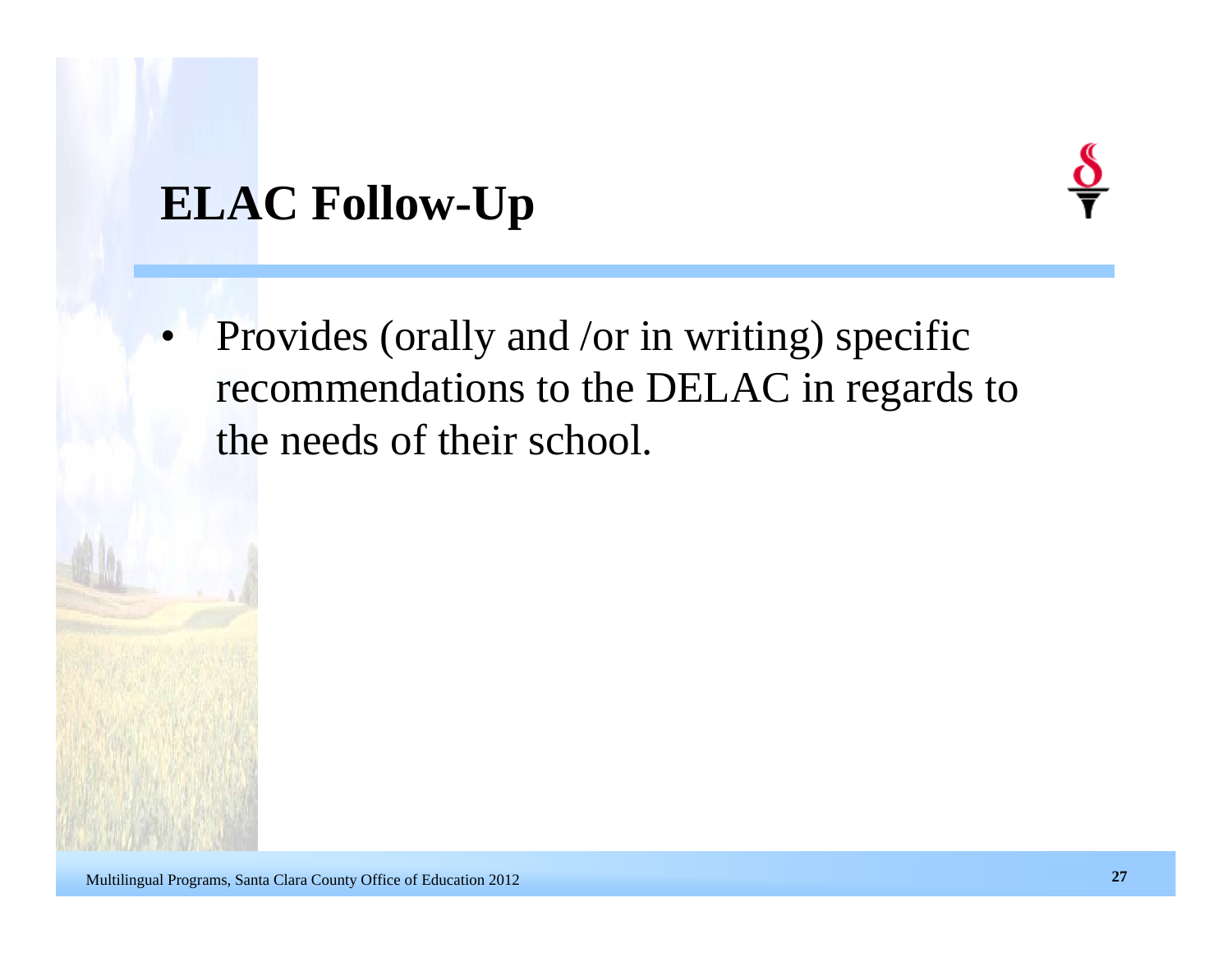# ELAC Follow-Up

- Provides (orally and /or in writing) specific recommendations to the DELAC in regards to the needs of their school.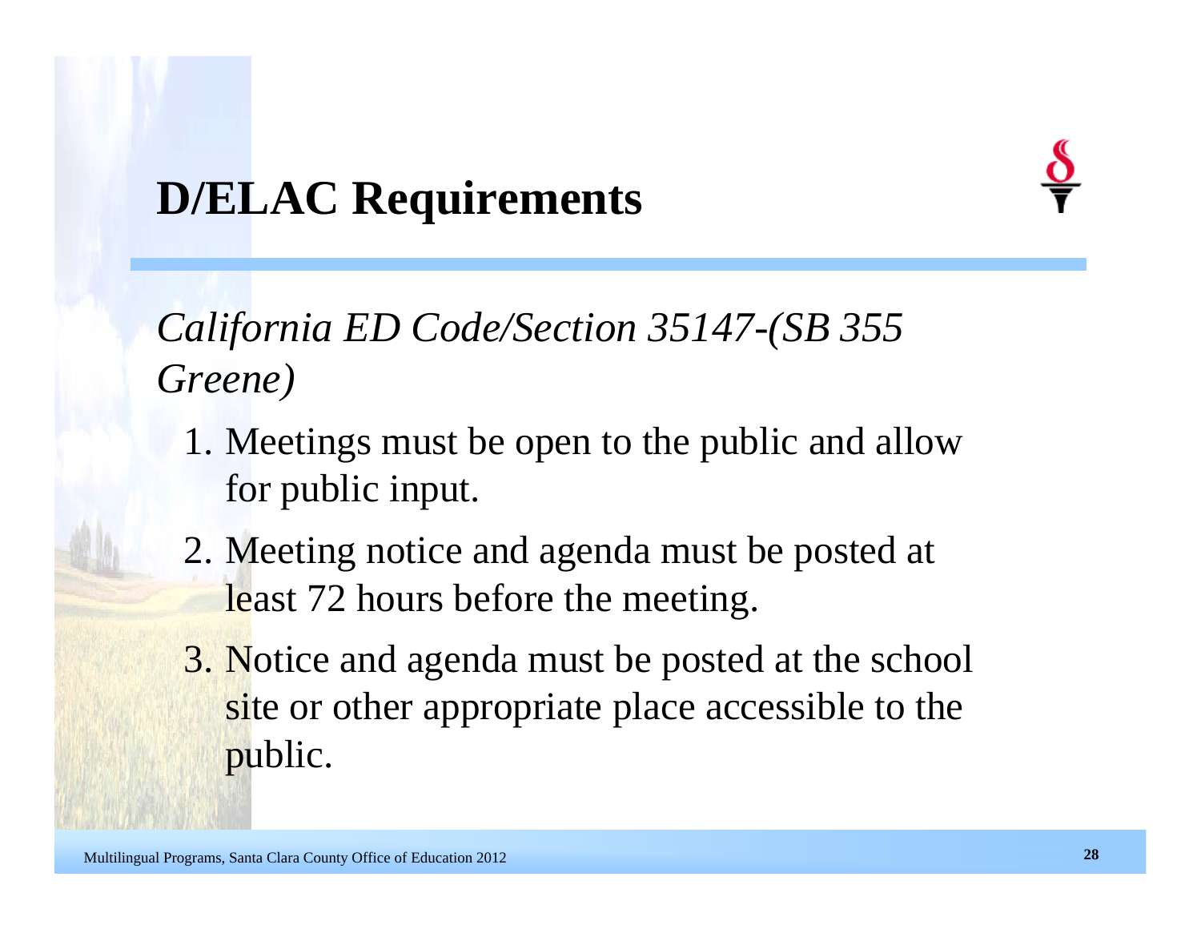# D/ELAC Requirements

*California ED Code/Section 35147-(SB 355 Greene)*

1. Meetings must be open to the public and allow for public input.
2. Meeting notice and agenda must be posted at least 72 hours before the meeting.
3. Notice and agenda must be posted at the school site or other appropriate place accessible to the public.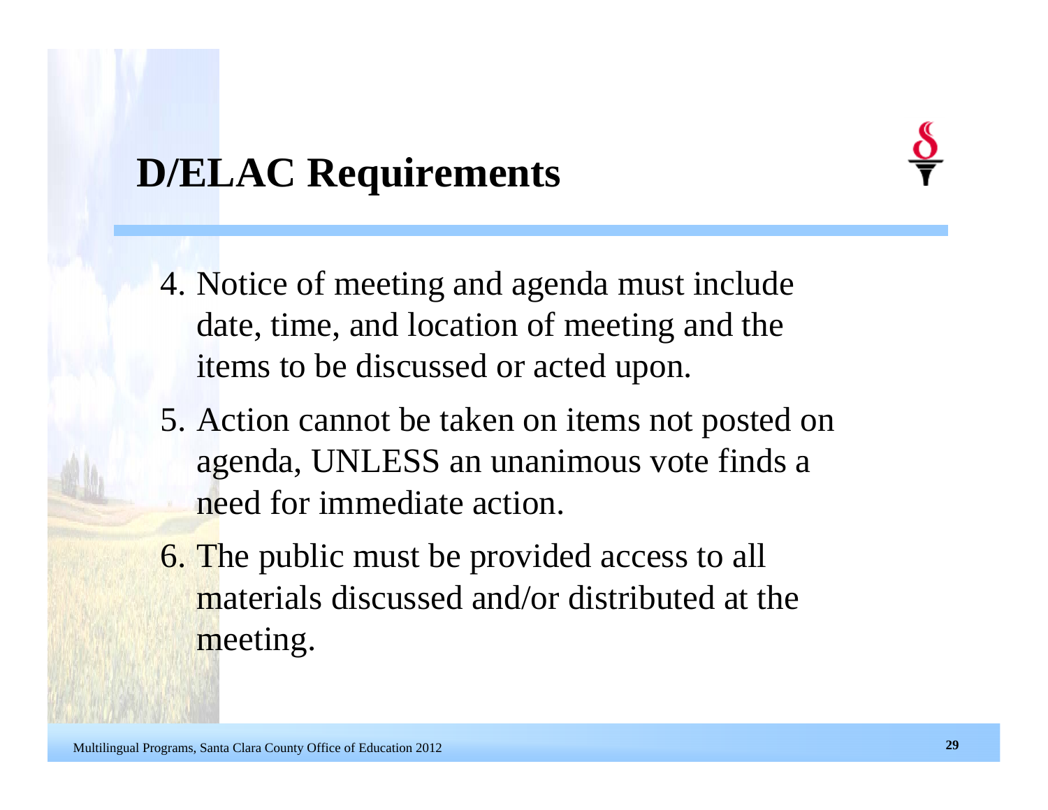# D/ELAC Requirements

4. Notice of meeting and agenda must include date, time, and location of meeting and the items to be discussed or acted upon.
5. Action cannot be taken on items not posted on agenda, UNLESS an unanimous vote finds a need for immediate action.
6. The public must be provided access to all materials discussed and/or distributed at the meeting.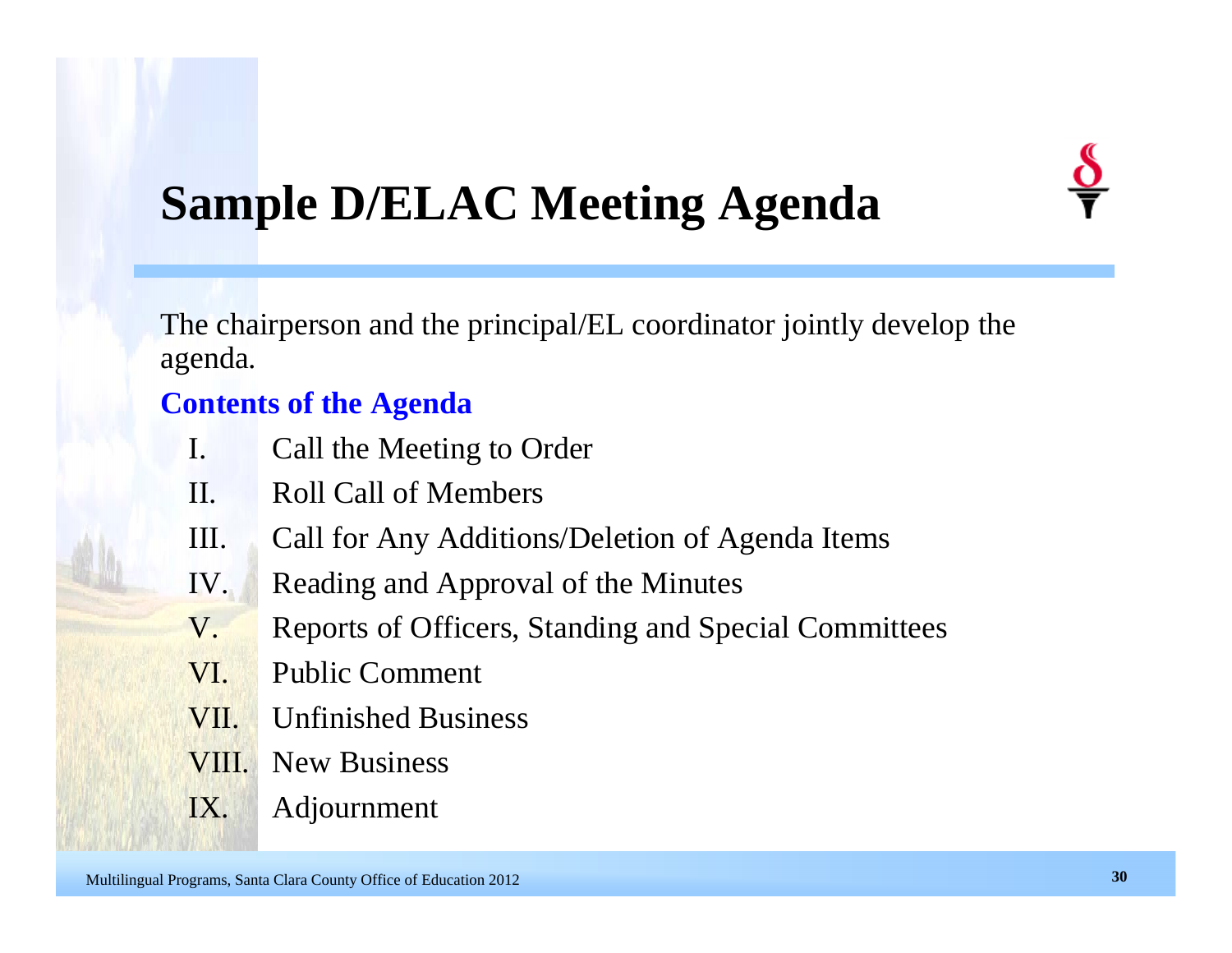# Sample D/ELAC Meeting Agenda

The chairperson and the principal/EL coordinator jointly develop the agenda.

**Contents of the Agenda**

I. Call the Meeting to Order
II. Roll Call of Members
III. Call for Any Additions/Deletion of Agenda Items
IV. Reading and Approval of the Minutes
V. Reports of Officers, Standing and Special Committees
VI. Public Comment
VII. Unfinished Business
VIII. New Business
IX. Adjournment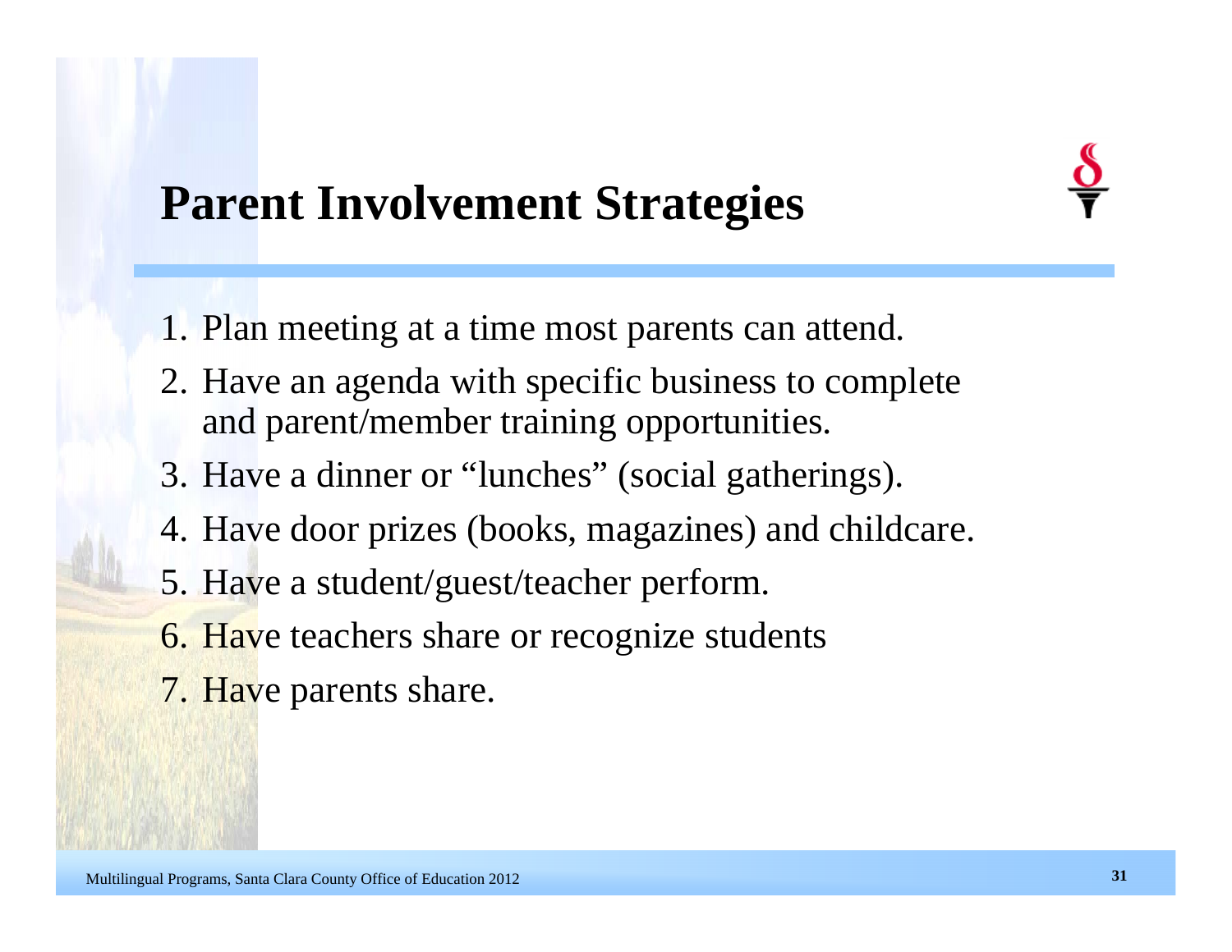# Parent Involvement Strategies

1. Plan meeting at a time most parents can attend.
2. Have an agenda with specific business to complete and parent/member training opportunities.
3. Have a dinner or "lunches" (social gatherings).
4. Have door prizes (books, magazines) and childcare.
5. Have a student/guest/teacher perform.
6. Have teachers share or recognize students
7. Have parents share.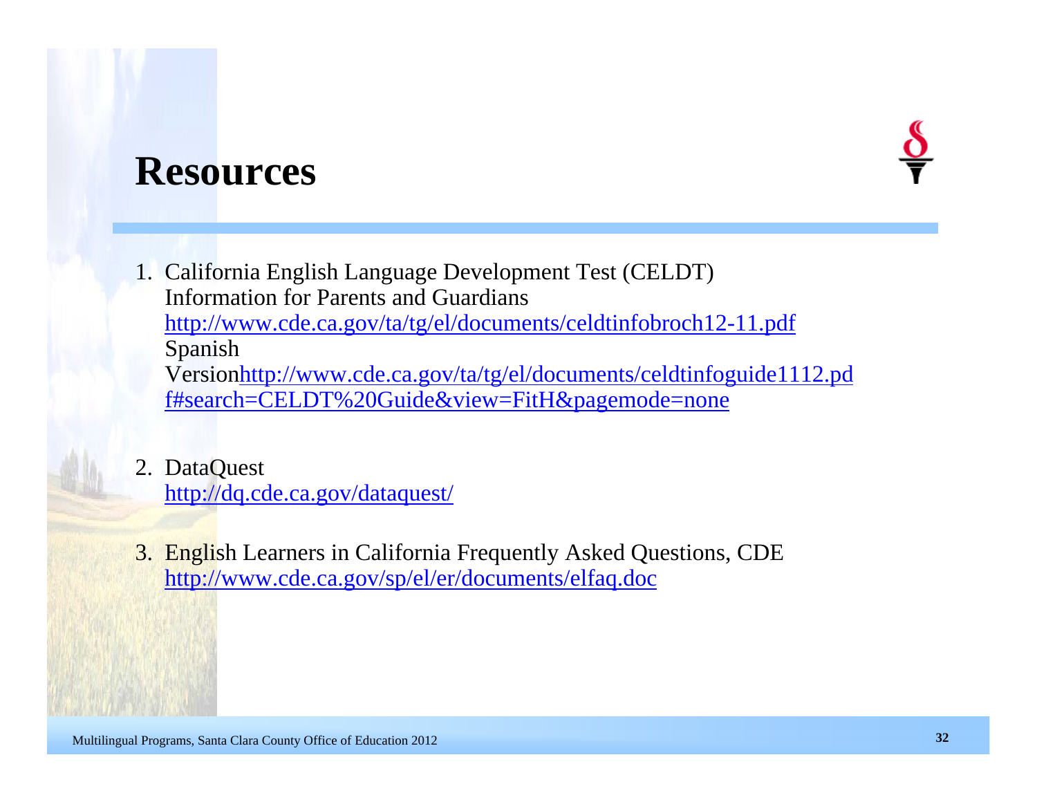# Resources

1. California English Language Development Test (CELDT) Information for Parents and Guardians
   http://www.cde.ca.gov/ta/tg/el/documents/celdtinfobroch12-11.pdf
   Spanish Versionhttp://www.cde.ca.gov/ta/tg/el/documents/celdtinfoguide1112.pdf#search=CELDT%20Guide&view=FitH&pagemode=none

2. DataQuest
   http://dq.cde.ca.gov/dataquest/

3. English Learners in California Frequently Asked Questions, CDE
   http://www.cde.ca.gov/sp/el/er/documents/elfaq.doc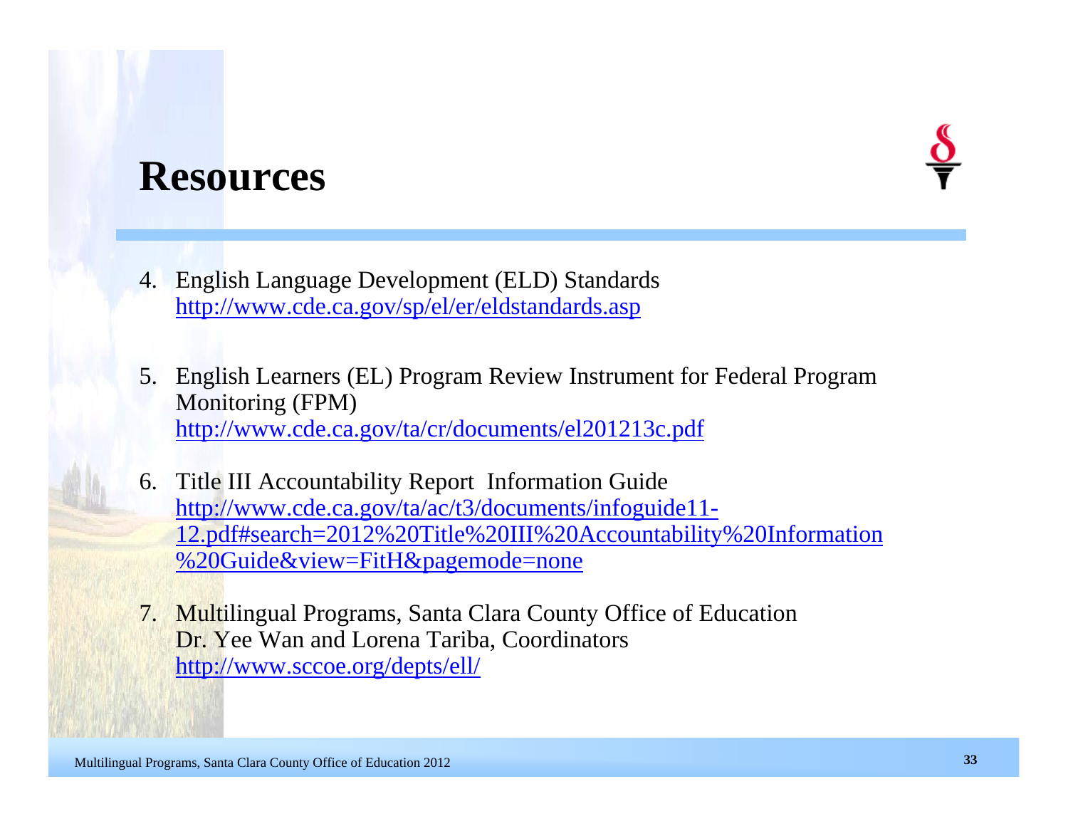# Resources

4. English Language Development (ELD) Standards
   http://www.cde.ca.gov/sp/el/er/eldstandards.asp

5. English Learners (EL) Program Review Instrument for Federal Program Monitoring (FPM)
   http://www.cde.ca.gov/ta/cr/documents/el201213c.pdf

6. Title III Accountability Report Information Guide
   http://www.cde.ca.gov/ta/ac/t3/documents/infoguide11-12.pdf#search=2012%20Title%20III%20Accountability%20Information%20Guide&view=FitH&pagemode=none

7. Multilingual Programs, Santa Clara County Office of Education
   Dr. Yee Wan and Lorena Tariba, Coordinators
   http://www.sccoe.org/depts/ell/